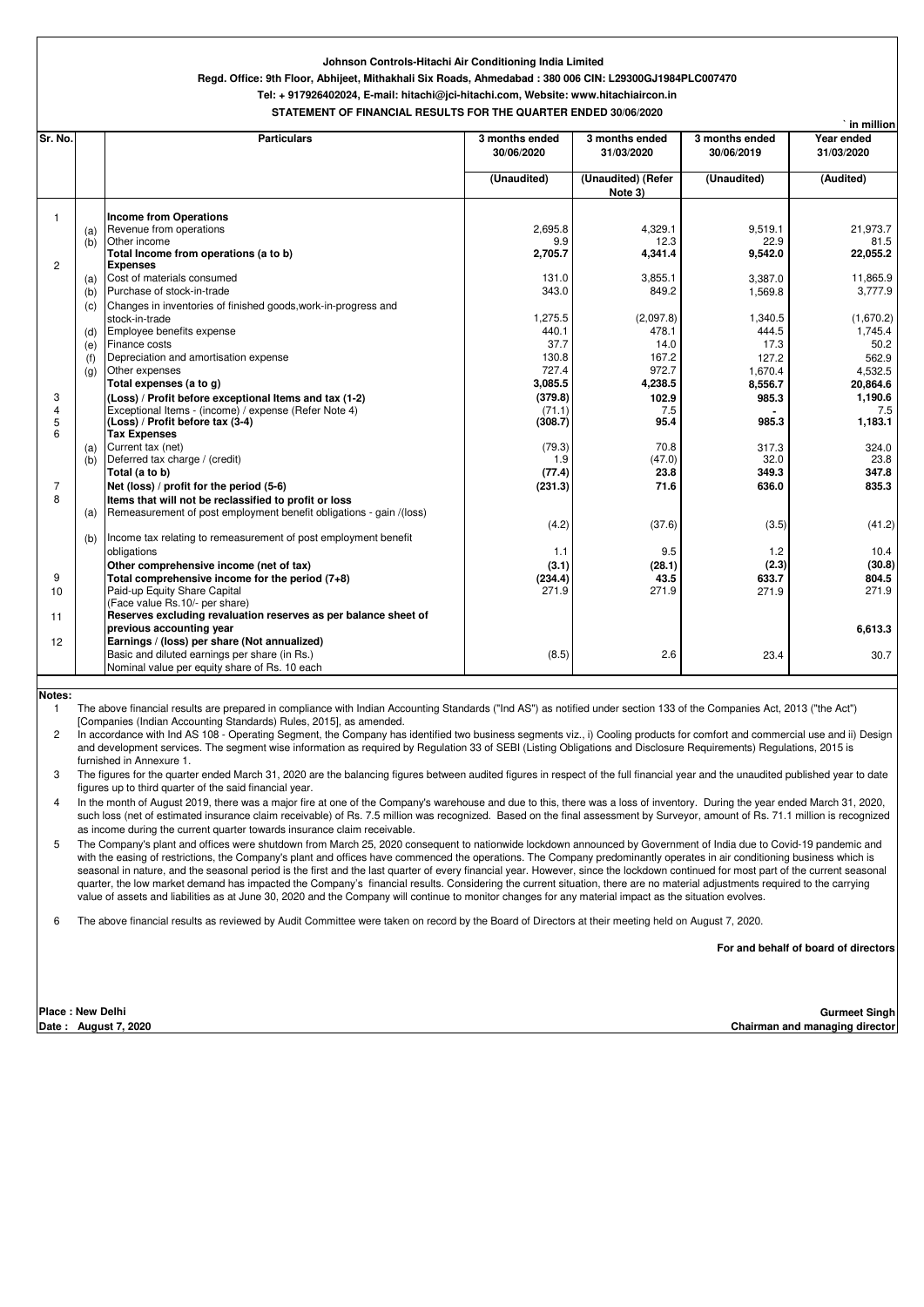**Johnson Controls-Hitachi Air Conditioning India Limited**

**Regd. Office: 9th Floor, Abhijeet, Mithakhali Six Roads, Ahmedabad : 380 006 CIN: L29300GJ1984PLC007470**

**Tel: + 917926402024, E-mail: hitachi@jci-hitachi.com, Website: www.hitachiaircon.in**

**STATEMENT OF FINANCIAL RESULTS FOR THE QUARTER ENDED 30/06/2020**

` in million

| Sr. No. | | Particulars | 3 months ended 30/06/2020 | 3 months ended 31/03/2020 | 3 months ended 30/06/2019 | Year ended 31/03/2020 |
|---|---|---|---|---|---|---|
| | | | (Unaudited) | (Unaudited) (Refer Note 3) | (Unaudited) | (Audited) |
| 1 | | **Income from Operations** | | | | |
| | (a) | Revenue from operations | 2,695.8 | 4,329.1 | 9,519.1 | 21,973.7 |
| | (b) | Other income | 9.9 | 12.3 | 22.9 | 81.5 |
| | | **Total Income from operations (a to b)** | **2,705.7** | **4,341.4** | **9,542.0** | **22,055.2** |
| 2 | | **Expenses** | | | | |
| | (a) | Cost of materials consumed | 131.0 | 3,855.1 | 3,387.0 | 11,865.9 |
| | (b) | Purchase of stock-in-trade | 343.0 | 849.2 | 1,569.8 | 3,777.9 |
| | (c) | Changes in inventories of finished goods,work-in-progress and stock-in-trade | 1,275.5 | (2,097.8) | 1,340.5 | (1,670.2) |
| | (d) | Employee benefits expense | 440.1 | 478.1 | 444.5 | 1,745.4 |
| | (e) | Finance costs | 37.7 | 14.0 | 17.3 | 50.2 |
| | (f) | Depreciation and amortisation expense | 130.8 | 167.2 | 127.2 | 562.9 |
| | (g) | Other expenses | 727.4 | 972.7 | 1,670.4 | 4,532.5 |
| | | **Total expenses (a to g)** | **3,085.5** | **4,238.5** | **8,556.7** | **20,864.6** |
| 3 | | **(Loss) / Profit before exceptional Items and tax (1-2)** | **(379.8)** | **102.9** | **985.3** | **1,190.6** |
| 4 | | Exceptional Items - (income) / expense (Refer Note 4) | (71.1) | 7.5 | - | 7.5 |
| 5 | | **(Loss) / Profit before tax (3-4)** | **(308.7)** | **95.4** | **985.3** | **1,183.1** |
| 6 | | **Tax Expenses** | | | | |
| | (a) | Current tax (net) | (79.3) | 70.8 | 317.3 | 324.0 |
| | (b) | Deferred tax charge / (credit) | 1.9 | (47.0) | 32.0 | 23.8 |
| | | **Total (a to b)** | **(77.4)** | **23.8** | **349.3** | **347.8** |
| 7 | | **Net (loss) / profit for the period (5-6)** | **(231.3)** | **71.6** | **636.0** | **835.3** |
| 8 | | **Items that will not be reclassified to profit or loss** | | | | |
| | (a) | Remeasurement of post employment benefit obligations - gain /(loss) | (4.2) | (37.6) | (3.5) | (41.2) |
| | (b) | Income tax relating to remeasurement of post employment benefit obligations | 1.1 | 9.5 | 1.2 | 10.4 |
| | | **Other comprehensive income (net of tax)** | **(3.1)** | **(28.1)** | **(2.3)** | **(30.8)** |
| 9 | | **Total comprehensive income for the period (7+8)** | **(234.4)** | **43.5** | **633.7** | **804.5** |
| 10 | | Paid-up Equity Share Capital (Face value Rs.10/- per share) | 271.9 | 271.9 | 271.9 | 271.9 |
| 11 | | **Reserves excluding revaluation reserves as per balance sheet of previous accounting year** | | | | **6,613.3** |
| 12 | | **Earnings / (loss) per share (Not annualized)** | | | | |
| | | Basic and diluted earnings per share (in Rs.) Nominal value per equity share of Rs. 10 each | (8.5) | 2.6 | 23.4 | 30.7 |

**Notes:**

1. The above financial results are prepared in compliance with Indian Accounting Standards ("Ind AS") as notified under section 133 of the Companies Act, 2013 ("the Act") [Companies (Indian Accounting Standards) Rules, 2015], as amended.
2. In accordance with Ind AS 108 - Operating Segment, the Company has identified two business segments viz., i) Cooling products for comfort and commercial use and ii) Design and development services. The segment wise information as required by Regulation 33 of SEBI (Listing Obligations and Disclosure Requirements) Regulations, 2015 is furnished in Annexure 1.
3. The figures for the quarter ended March 31, 2020 are the balancing figures between audited figures in respect of the full financial year and the unaudited published year to date figures up to third quarter of the said financial year.
4. In the month of August 2019, there was a major fire at one of the Company's warehouse and due to this, there was a loss of inventory. During the year ended March 31, 2020, such loss (net of estimated insurance claim receivable) of Rs. 7.5 million was recognized. Based on the final assessment by Surveyor, amount of Rs. 71.1 million is recognized as income during the current quarter towards insurance claim receivable.
5. The Company's plant and offices were shutdown from March 25, 2020 consequent to nationwide lockdown announced by Government of India due to Covid-19 pandemic and with the easing of restrictions, the Company's plant and offices have commenced the operations. The Company predominantly operates in air conditioning business which is seasonal in nature, and the seasonal period is the first and the last quarter of every financial year. However, since the lockdown continued for most part of the current seasonal quarter, the low market demand has impacted the Company's financial results. Considering the current situation, there are no material adjustments required to the carrying value of assets and liabilities as at June 30, 2020 and the Company will continue to monitor changes for any material impact as the situation evolves.
6. The above financial results as reviewed by Audit Committee were taken on record by the Board of Directors at their meeting held on August 7, 2020.

**For and behalf of board of directors**

**Place : New Delhi**
**Date : August 7, 2020**

**Gurmeet Singh**
**Chairman and managing director**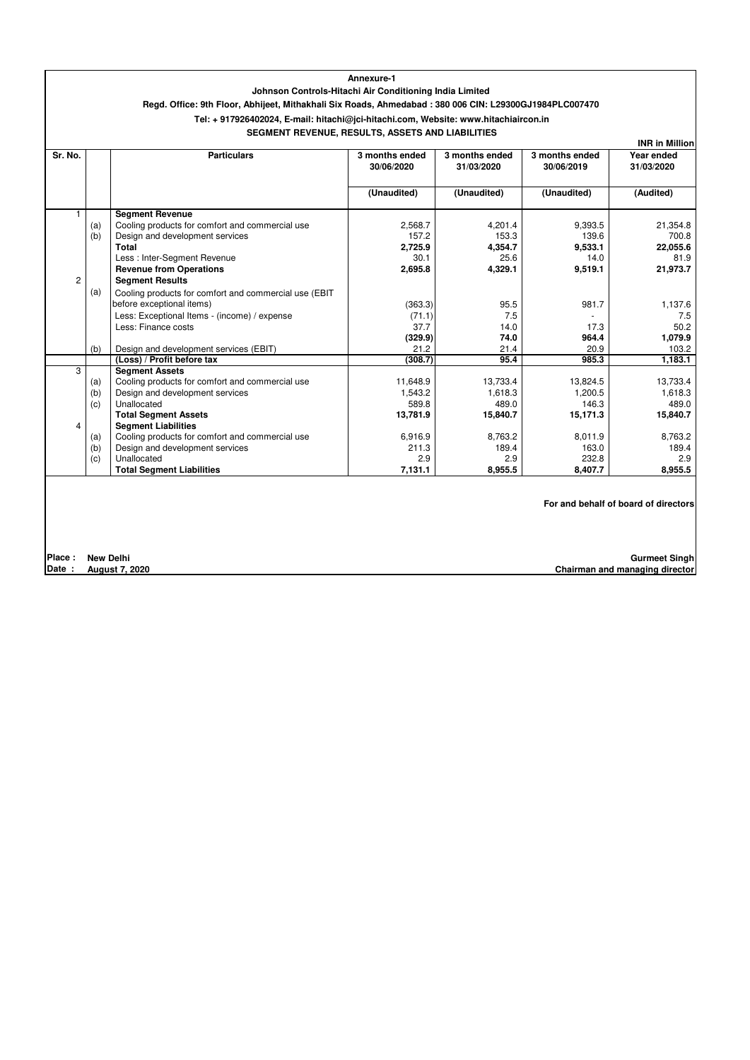**Annexure-1**

**Johnson Controls-Hitachi Air Conditioning India Limited**

**Regd. Office: 9th Floor, Abhijeet, Mithakhali Six Roads, Ahmedabad : 380 006 CIN: L29300GJ1984PLC007470**

**Tel: + 917926402024, E-mail: hitachi@jci-hitachi.com, Website: www.hitachiaircon.in**

**SEGMENT REVENUE, RESULTS, ASSETS AND LIABILITIES**

**INR in Million**

| Sr. No. | | Particulars | 3 months ended 30/06/2020 | 3 months ended 31/03/2020 | 3 months ended 30/06/2019 | Year ended 31/03/2020 |
|---|---|---|---|---|---|---|
| | | | (Unaudited) | (Unaudited) | (Unaudited) | (Audited) |
| 1 | | **Segment Revenue** | | | | |
| | (a) | Cooling products for comfort and commercial use | 2,568.7 | 4,201.4 | 9,393.5 | 21,354.8 |
| | (b) | Design and development services | 157.2 | 153.3 | 139.6 | 700.8 |
| | | **Total** | **2,725.9** | **4,354.7** | **9,533.1** | **22,055.6** |
| | | Less : Inter-Segment Revenue | 30.1 | 25.6 | 14.0 | 81.9 |
| | | **Revenue from Operations** | **2,695.8** | **4,329.1** | **9,519.1** | **21,973.7** |
| 2 | | **Segment Results** | | | | |
| | (a) | Cooling products for comfort and commercial use (EBIT before exceptional items) | (363.3) | 95.5 | 981.7 | 1,137.6 |
| | | Less: Exceptional Items - (income) / expense | (71.1) | 7.5 | - | 7.5 |
| | | Less: Finance costs | 37.7 | 14.0 | 17.3 | 50.2 |
| | | | **(329.9)** | **74.0** | **964.4** | **1,079.9** |
| | (b) | Design and development services (EBIT) | 21.2 | 21.4 | 20.9 | 103.2 |
| | | **(Loss) / Profit before tax** | **(308.7)** | **95.4** | **985.3** | **1,183.1** |
| 3 | | **Segment Assets** | | | | |
| | (a) | Cooling products for comfort and commercial use | 11,648.9 | 13,733.4 | 13,824.5 | 13,733.4 |
| | (b) | Design and development services | 1,543.2 | 1,618.3 | 1,200.5 | 1,618.3 |
| | (c) | Unallocated | 589.8 | 489.0 | 146.3 | 489.0 |
| | | **Total Segment Assets** | **13,781.9** | **15,840.7** | **15,171.3** | **15,840.7** |
| 4 | | **Segment Liabilities** | | | | |
| | (a) | Cooling products for comfort and commercial use | 6,916.9 | 8,763.2 | 8,011.9 | 8,763.2 |
| | (b) | Design and development services | 211.3 | 189.4 | 163.0 | 189.4 |
| | (c) | Unallocated | 2.9 | 2.9 | 232.8 | 2.9 |
| | | **Total Segment Liabilities** | **7,131.1** | **8,955.5** | **8,407.7** | **8,955.5** |

**For and behalf of board of directors**

**Place : New Delhi**
**Date : August 7, 2020**

**Gurmeet Singh**
**Chairman and managing director**